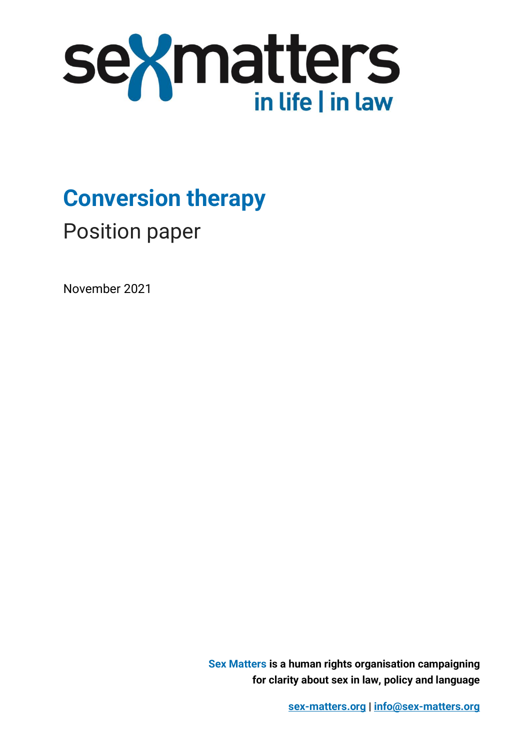sexmatters
in life | in law

# Conversion therapy

## Position paper

November 2021

**Sex Matters is a human rights organisation campaigning for clarity about sex in law, policy and language**

**sex-matters.org** | **info@sex-matters.org**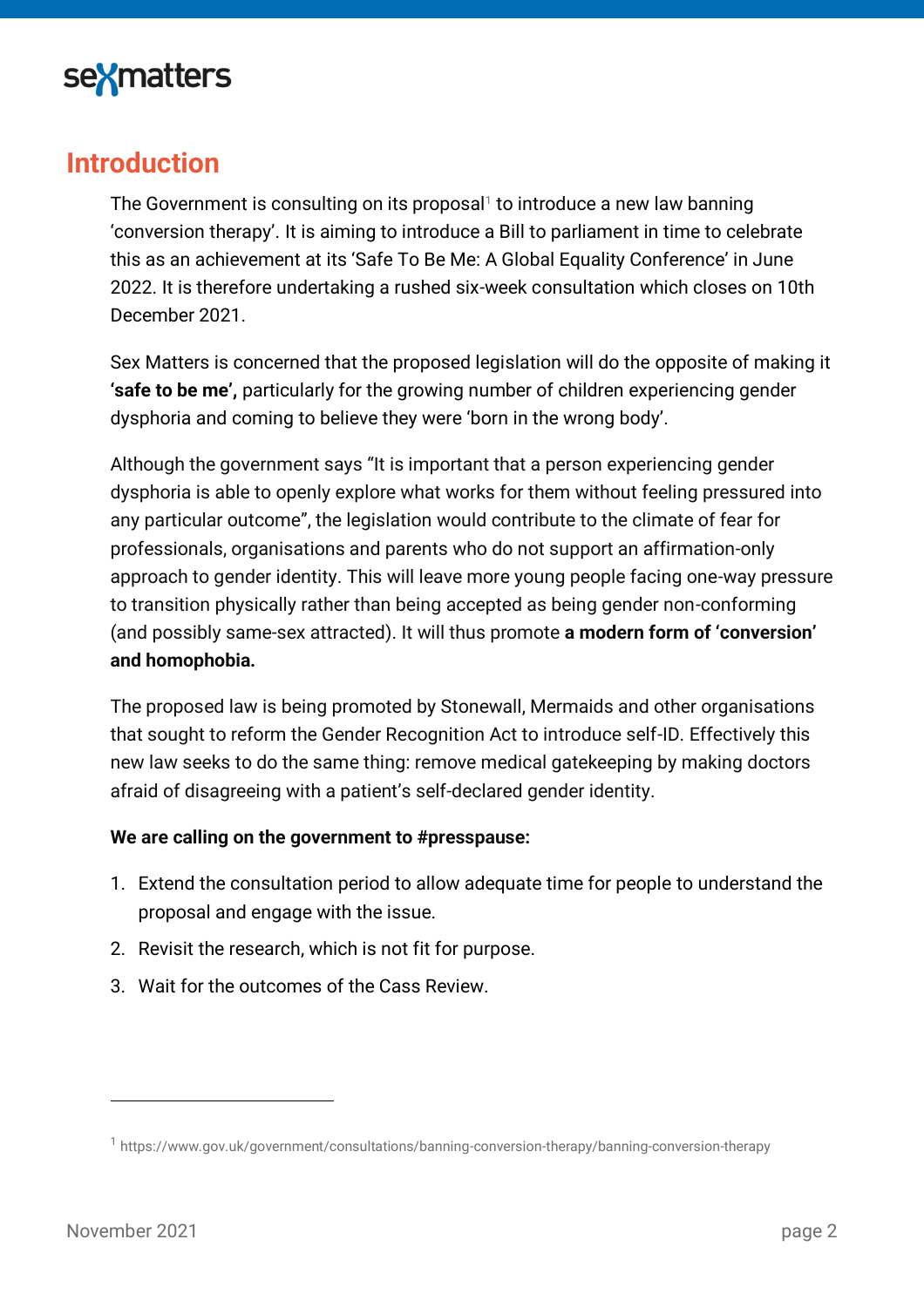## Introduction

The Government is consulting on its proposal[1] to introduce a new law banning 'conversion therapy'. It is aiming to introduce a Bill to parliament in time to celebrate this as an achievement at its 'Safe To Be Me: A Global Equality Conference' in June 2022. It is therefore undertaking a rushed six-week consultation which closes on 10th December 2021.

Sex Matters is concerned that the proposed legislation will do the opposite of making it **'safe to be me',** particularly for the growing number of children experiencing gender dysphoria and coming to believe they were 'born in the wrong body'.

Although the government says "It is important that a person experiencing gender dysphoria is able to openly explore what works for them without feeling pressured into any particular outcome", the legislation would contribute to the climate of fear for professionals, organisations and parents who do not support an affirmation-only approach to gender identity. This will leave more young people facing one-way pressure to transition physically rather than being accepted as being gender non-conforming (and possibly same-sex attracted). It will thus promote **a modern form of 'conversion' and homophobia.**

The proposed law is being promoted by Stonewall, Mermaids and other organisations that sought to reform the Gender Recognition Act to introduce self-ID. Effectively this new law seeks to do the same thing: remove medical gatekeeping by making doctors afraid of disagreeing with a patient's self-declared gender identity.

**We are calling on the government to #presspause:**

1. Extend the consultation period to allow adequate time for people to understand the proposal and engage with the issue.
2. Revisit the research, which is not fit for purpose.
3. Wait for the outcomes of the Cass Review.

---

[1] https://www.gov.uk/government/consultations/banning-conversion-therapy/banning-conversion-therapy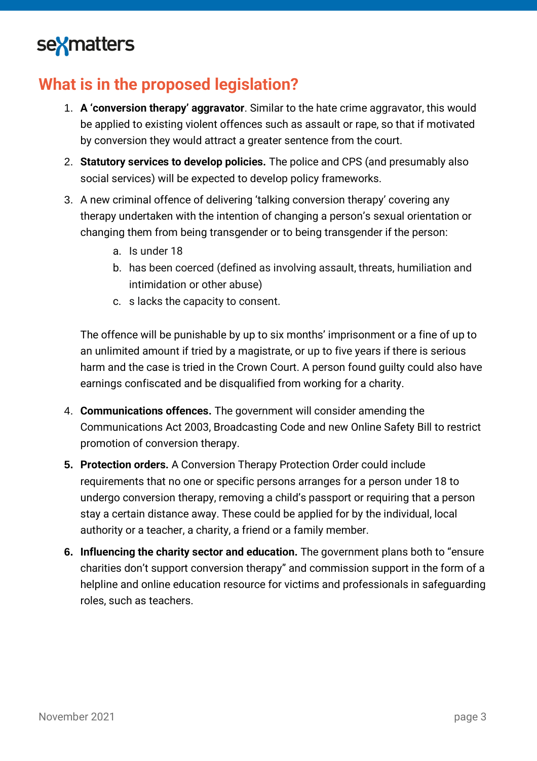## What is in the proposed legislation?

1. **A 'conversion therapy' aggravator**. Similar to the hate crime aggravator, this would be applied to existing violent offences such as assault or rape, so that if motivated by conversion they would attract a greater sentence from the court.
2. **Statutory services to develop policies.** The police and CPS (and presumably also social services) will be expected to develop policy frameworks.
3. A new criminal offence of delivering 'talking conversion therapy' covering any therapy undertaken with the intention of changing a person's sexual orientation or changing them from being transgender or to being transgender if the person:
   a. Is under 18
   b. has been coerced (defined as involving assault, threats, humiliation and intimidation or other abuse)
   c. s lacks the capacity to consent.

   The offence will be punishable by up to six months' imprisonment or a fine of up to an unlimited amount if tried by a magistrate, or up to five years if there is serious harm and the case is tried in the Crown Court. A person found guilty could also have earnings confiscated and be disqualified from working for a charity.
4. **Communications offences.** The government will consider amending the Communications Act 2003, Broadcasting Code and new Online Safety Bill to restrict promotion of conversion therapy.
5. **Protection orders.** A Conversion Therapy Protection Order could include requirements that no one or specific persons arranges for a person under 18 to undergo conversion therapy, removing a child's passport or requiring that a person stay a certain distance away. These could be applied for by the individual, local authority or a teacher, a charity, a friend or a family member.
6. **Influencing the charity sector and education.** The government plans both to "ensure charities don't support conversion therapy" and commission support in the form of a helpline and online education resource for victims and professionals in safeguarding roles, such as teachers.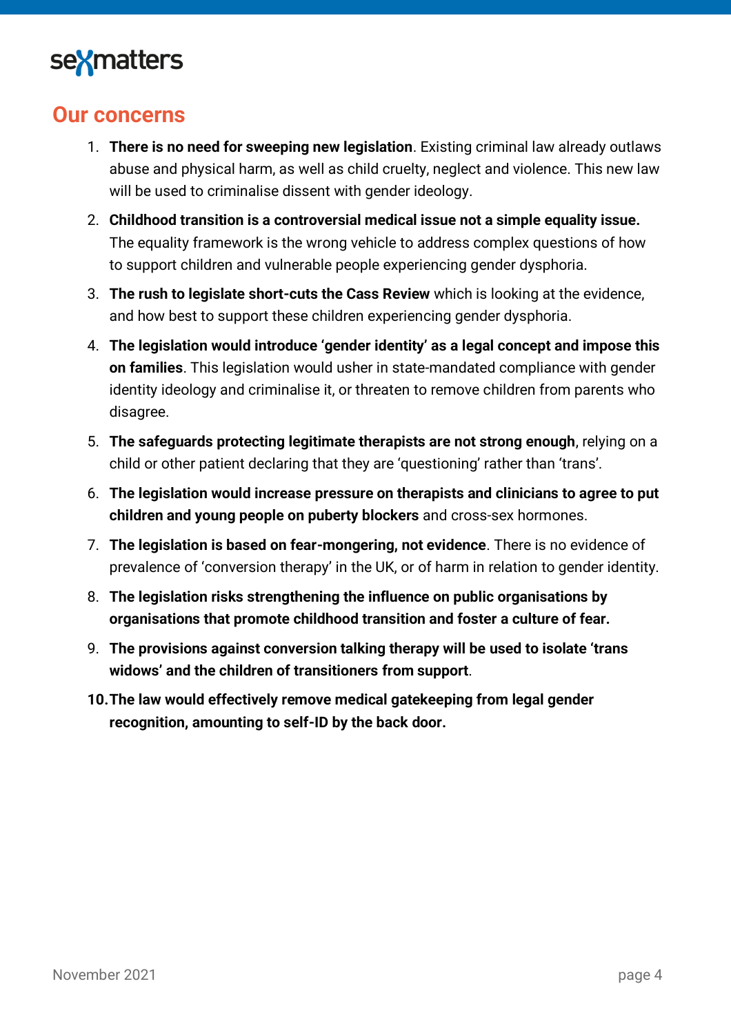## Our concerns

1. **There is no need for sweeping new legislation**. Existing criminal law already outlaws abuse and physical harm, as well as child cruelty, neglect and violence. This new law will be used to criminalise dissent with gender ideology.
2. **Childhood transition is a controversial medical issue not a simple equality issue.** The equality framework is the wrong vehicle to address complex questions of how to support children and vulnerable people experiencing gender dysphoria.
3. **The rush to legislate short-cuts the Cass Review** which is looking at the evidence, and how best to support these children experiencing gender dysphoria.
4. **The legislation would introduce 'gender identity' as a legal concept and impose this on families**. This legislation would usher in state-mandated compliance with gender identity ideology and criminalise it, or threaten to remove children from parents who disagree.
5. **The safeguards protecting legitimate therapists are not strong enough**, relying on a child or other patient declaring that they are 'questioning' rather than 'trans'.
6. **The legislation would increase pressure on therapists and clinicians to agree to put children and young people on puberty blockers** and cross-sex hormones.
7. **The legislation is based on fear-mongering, not evidence**. There is no evidence of prevalence of 'conversion therapy' in the UK, or of harm in relation to gender identity.
8. **The legislation risks strengthening the influence on public organisations by organisations that promote childhood transition and foster a culture of fear.**
9. **The provisions against conversion talking therapy will be used to isolate 'trans widows' and the children of transitioners from support**.
10. **The law would effectively remove medical gatekeeping from legal gender recognition, amounting to self-ID by the back door.**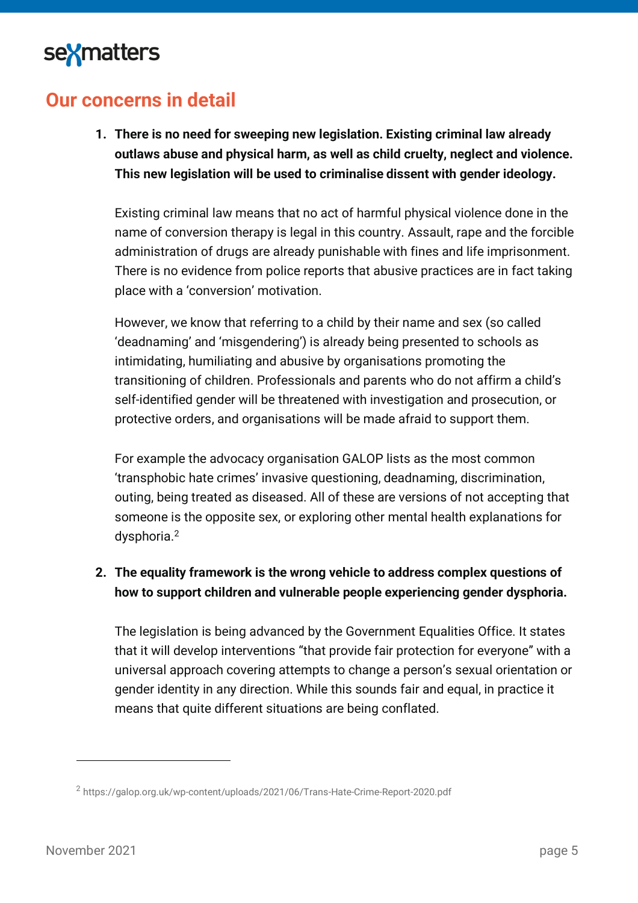## Our concerns in detail

1. **There is no need for sweeping new legislation. Existing criminal law already outlaws abuse and physical harm, as well as child cruelty, neglect and violence. This new legislation will be used to criminalise dissent with gender ideology.**

   Existing criminal law means that no act of harmful physical violence done in the name of conversion therapy is legal in this country. Assault, rape and the forcible administration of drugs are already punishable with fines and life imprisonment. There is no evidence from police reports that abusive practices are in fact taking place with a 'conversion' motivation.

   However, we know that referring to a child by their name and sex (so called 'deadnaming' and 'misgendering') is already being presented to schools as intimidating, humiliating and abusive by organisations promoting the transitioning of children. Professionals and parents who do not affirm a child's self-identified gender will be threatened with investigation and prosecution, or protective orders, and organisations will be made afraid to support them.

   For example the advocacy organisation GALOP lists as the most common 'transphobic hate crimes' invasive questioning, deadnaming, discrimination, outing, being treated as diseased. All of these are versions of not accepting that someone is the opposite sex, or exploring other mental health explanations for dysphoria.[2]

2. **The equality framework is the wrong vehicle to address complex questions of how to support children and vulnerable people experiencing gender dysphoria.**

   The legislation is being advanced by the Government Equalities Office. It states that it will develop interventions "that provide fair protection for everyone" with a universal approach covering attempts to change a person's sexual orientation or gender identity in any direction. While this sounds fair and equal, in practice it means that quite different situations are being conflated.

---

[2] https://galop.org.uk/wp-content/uploads/2021/06/Trans-Hate-Crime-Report-2020.pdf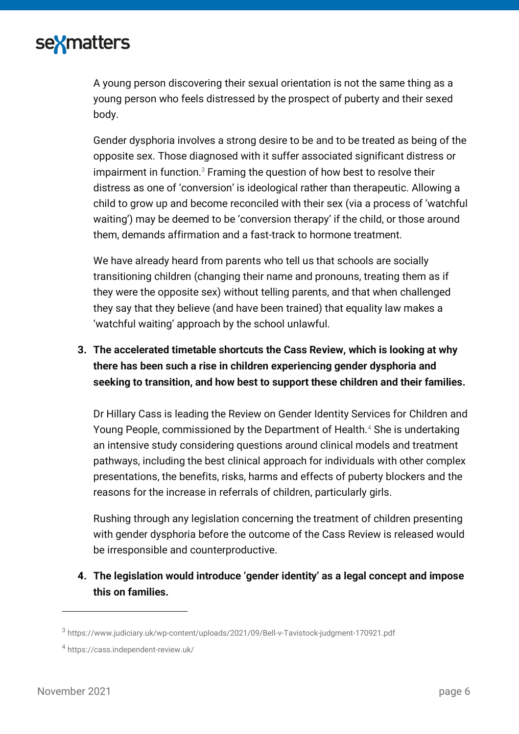A young person discovering their sexual orientation is not the same thing as a young person who feels distressed by the prospect of puberty and their sexed body.

Gender dysphoria involves a strong desire to be and to be treated as being of the opposite sex. Those diagnosed with it suffer associated significant distress or impairment in function.[3] Framing the question of how best to resolve their distress as one of 'conversion' is ideological rather than therapeutic. Allowing a child to grow up and become reconciled with their sex (via a process of 'watchful waiting') may be deemed to be 'conversion therapy' if the child, or those around them, demands affirmation and a fast-track to hormone treatment.

We have already heard from parents who tell us that schools are socially transitioning children (changing their name and pronouns, treating them as if they were the opposite sex) without telling parents, and that when challenged they say that they believe (and have been trained) that equality law makes a 'watchful waiting' approach by the school unlawful.

3. **The accelerated timetable shortcuts the Cass Review, which is looking at why there has been such a rise in children experiencing gender dysphoria and seeking to transition, and how best to support these children and their families.**

   Dr Hillary Cass is leading the Review on Gender Identity Services for Children and Young People, commissioned by the Department of Health.[4] She is undertaking an intensive study considering questions around clinical models and treatment pathways, including the best clinical approach for individuals with other complex presentations, the benefits, risks, harms and effects of puberty blockers and the reasons for the increase in referrals of children, particularly girls.

   Rushing through any legislation concerning the treatment of children presenting with gender dysphoria before the outcome of the Cass Review is released would be irresponsible and counterproductive.

4. **The legislation would introduce 'gender identity' as a legal concept and impose this on families.**

---

[3] https://www.judiciary.uk/wp-content/uploads/2021/09/Bell-v-Tavistock-judgment-170921.pdf

[4] https://cass.independent-review.uk/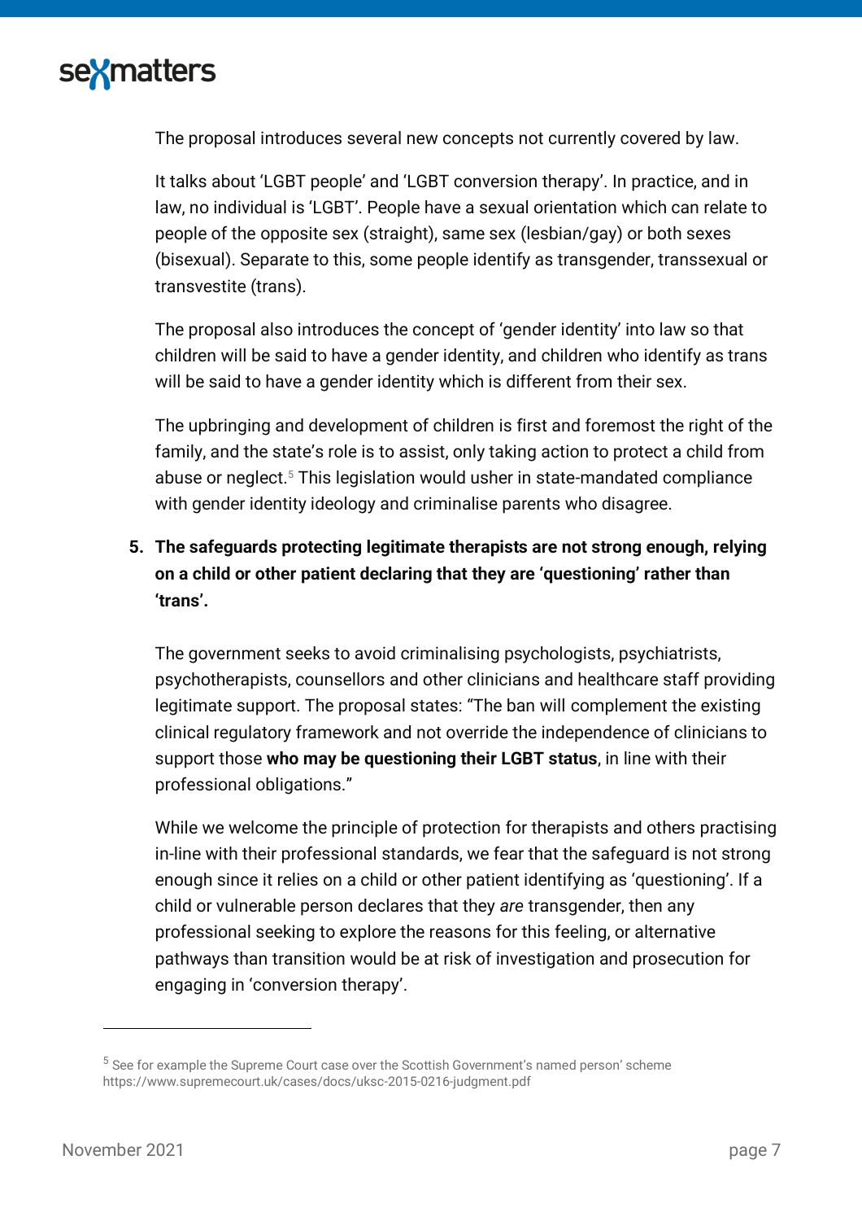The proposal introduces several new concepts not currently covered by law.

It talks about 'LGBT people' and 'LGBT conversion therapy'. In practice, and in law, no individual is 'LGBT'. People have a sexual orientation which can relate to people of the opposite sex (straight), same sex (lesbian/gay) or both sexes (bisexual). Separate to this, some people identify as transgender, transsexual or transvestite (trans).

The proposal also introduces the concept of 'gender identity' into law so that children will be said to have a gender identity, and children who identify as trans will be said to have a gender identity which is different from their sex.

The upbringing and development of children is first and foremost the right of the family, and the state's role is to assist, only taking action to protect a child from abuse or neglect.[5] This legislation would usher in state-mandated compliance with gender identity ideology and criminalise parents who disagree.

5. **The safeguards protecting legitimate therapists are not strong enough, relying on a child or other patient declaring that they are 'questioning' rather than 'trans'.**

   The government seeks to avoid criminalising psychologists, psychiatrists, psychotherapists, counsellors and other clinicians and healthcare staff providing legitimate support. The proposal states: "The ban will complement the existing clinical regulatory framework and not override the independence of clinicians to support those **who may be questioning their LGBT status**, in line with their professional obligations."

   While we welcome the principle of protection for therapists and others practising in-line with their professional standards, we fear that the safeguard is not strong enough since it relies on a child or other patient identifying as 'questioning'. If a child or vulnerable person declares that they *are* transgender, then any professional seeking to explore the reasons for this feeling, or alternative pathways than transition would be at risk of investigation and prosecution for engaging in 'conversion therapy'.

---

[5] See for example the Supreme Court case over the Scottish Government's named person' scheme https://www.supremecourt.uk/cases/docs/uksc-2015-0216-judgment.pdf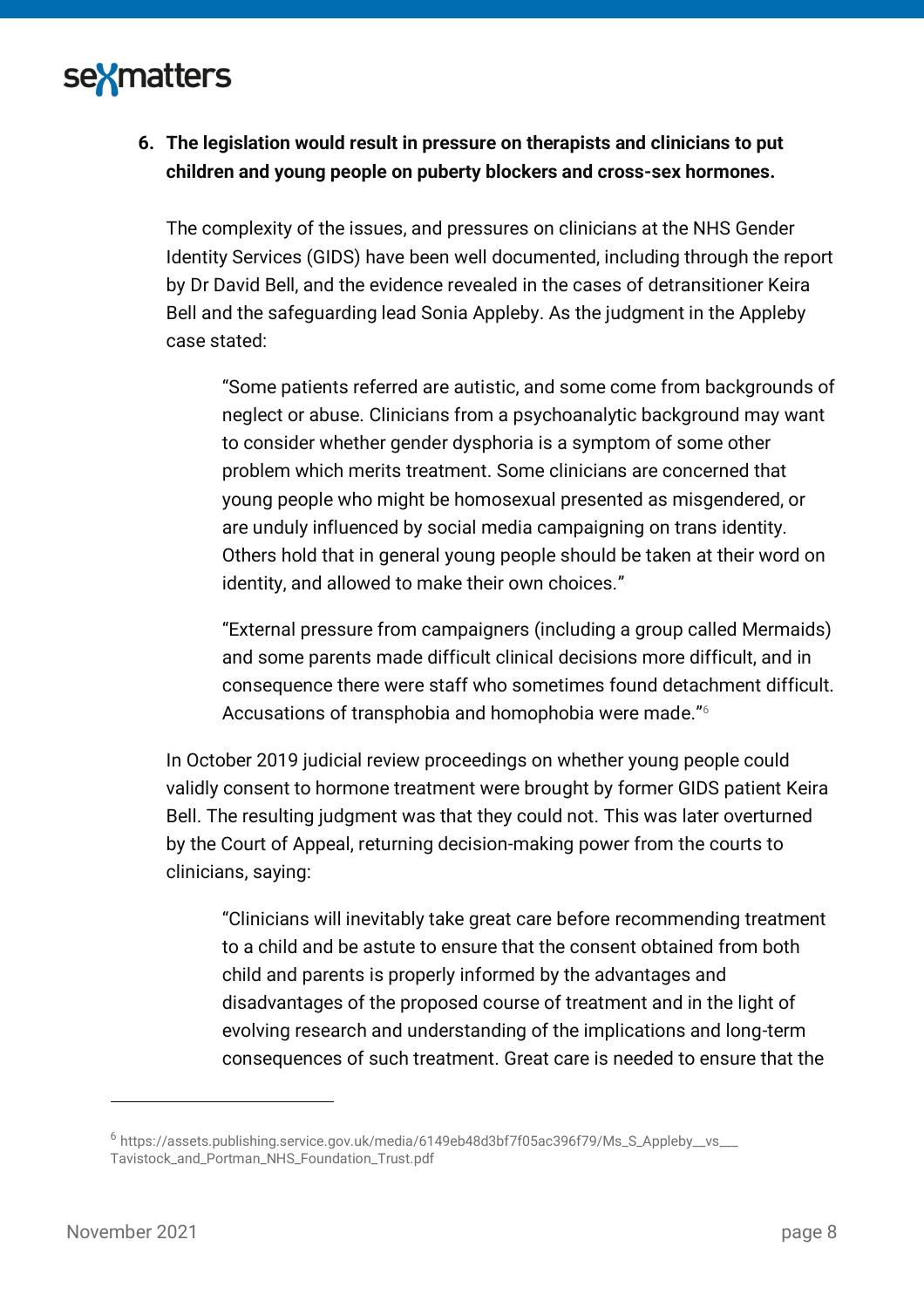6. **The legislation would result in pressure on therapists and clinicians to put children and young people on puberty blockers and cross-sex hormones.**

   The complexity of the issues, and pressures on clinicians at the NHS Gender Identity Services (GIDS) have been well documented, including through the report by Dr David Bell, and the evidence revealed in the cases of detransitioner Keira Bell and the safeguarding lead Sonia Appleby. As the judgment in the Appleby case stated:

   > "Some patients referred are autistic, and some come from backgrounds of neglect or abuse. Clinicians from a psychoanalytic background may want to consider whether gender dysphoria is a symptom of some other problem which merits treatment. Some clinicians are concerned that young people who might be homosexual presented as misgendered, or are unduly influenced by social media campaigning on trans identity. Others hold that in general young people should be taken at their word on identity, and allowed to make their own choices."
   >
   > "External pressure from campaigners (including a group called Mermaids) and some parents made difficult clinical decisions more difficult, and in consequence there were staff who sometimes found detachment difficult. Accusations of transphobia and homophobia were made."[6]

   In October 2019 judicial review proceedings on whether young people could validly consent to hormone treatment were brought by former GIDS patient Keira Bell. The resulting judgment was that they could not. This was later overturned by the Court of Appeal, returning decision-making power from the courts to clinicians, saying:

   > "Clinicians will inevitably take great care before recommending treatment to a child and be astute to ensure that the consent obtained from both child and parents is properly informed by the advantages and disadvantages of the proposed course of treatment and in the light of evolving research and understanding of the implications and long-term consequences of such treatment. Great care is needed to ensure that the

---

[6] https://assets.publishing.service.gov.uk/media/6149eb48d3bf7f05ac396f79/Ms_S_Appleby__vs___Tavistock_and_Portman_NHS_Foundation_Trust.pdf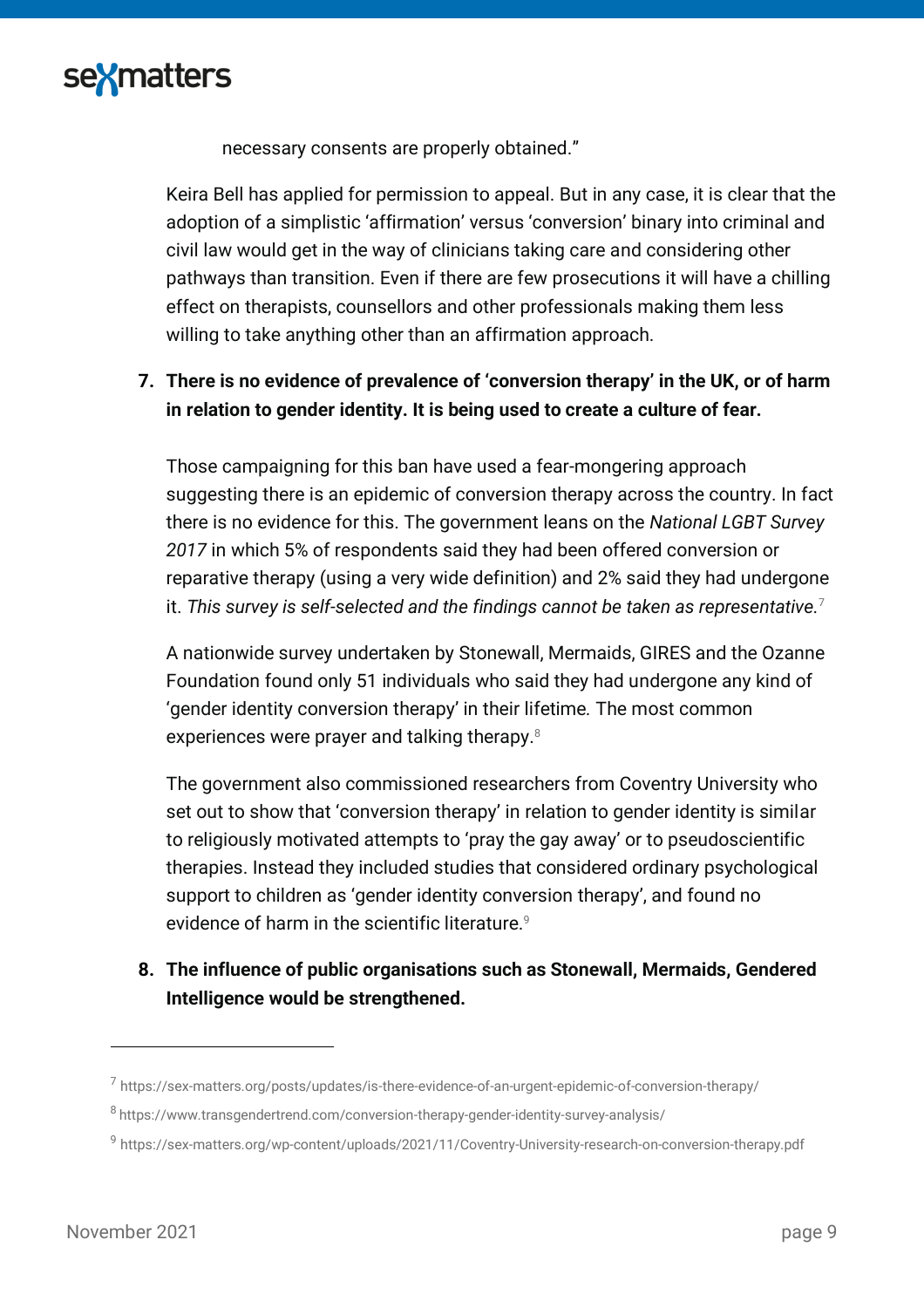necessary consents are properly obtained."

Keira Bell has applied for permission to appeal. But in any case, it is clear that the adoption of a simplistic 'affirmation' versus 'conversion' binary into criminal and civil law would get in the way of clinicians taking care and considering other pathways than transition. Even if there are few prosecutions it will have a chilling effect on therapists, counsellors and other professionals making them less willing to take anything other than an affirmation approach.

7. **There is no evidence of prevalence of 'conversion therapy' in the UK, or of harm in relation to gender identity. It is being used to create a culture of fear.**

   Those campaigning for this ban have used a fear-mongering approach suggesting there is an epidemic of conversion therapy across the country. In fact there is no evidence for this. The government leans on the *National LGBT Survey 2017* in which 5% of respondents said they had been offered conversion or reparative therapy (using a very wide definition) and 2% said they had undergone it. *This survey is self-selected and the findings cannot be taken as representative.*[7]

   A nationwide survey undertaken by Stonewall, Mermaids, GIRES and the Ozanne Foundation found only 51 individuals who said they had undergone any kind of 'gender identity conversion therapy' in their lifetime. The most common experiences were prayer and talking therapy.[8]

   The government also commissioned researchers from Coventry University who set out to show that 'conversion therapy' in relation to gender identity is similar to religiously motivated attempts to 'pray the gay away' or to pseudoscientific therapies. Instead they included studies that considered ordinary psychological support to children as 'gender identity conversion therapy', and found no evidence of harm in the scientific literature.[9]

8. **The influence of public organisations such as Stonewall, Mermaids, Gendered Intelligence would be strengthened.**

---

[7] https://sex-matters.org/posts/updates/is-there-evidence-of-an-urgent-epidemic-of-conversion-therapy/

[8] https://www.transgendertrend.com/conversion-therapy-gender-identity-survey-analysis/

[9] https://sex-matters.org/wp-content/uploads/2021/11/Coventry-University-research-on-conversion-therapy.pdf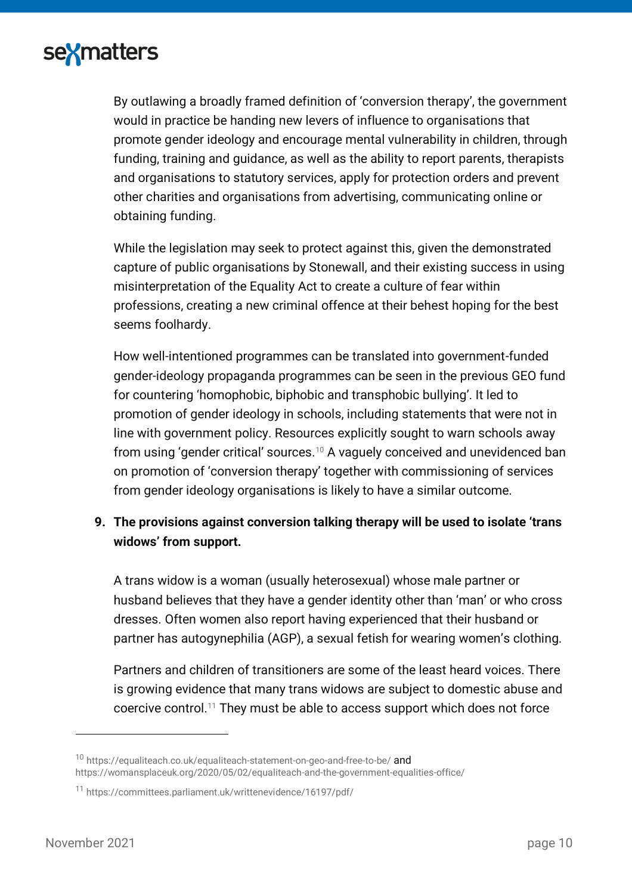By outlawing a broadly framed definition of 'conversion therapy', the government would in practice be handing new levers of influence to organisations that promote gender ideology and encourage mental vulnerability in children, through funding, training and guidance, as well as the ability to report parents, therapists and organisations to statutory services, apply for protection orders and prevent other charities and organisations from advertising, communicating online or obtaining funding.

While the legislation may seek to protect against this, given the demonstrated capture of public organisations by Stonewall, and their existing success in using misinterpretation of the Equality Act to create a culture of fear within professions, creating a new criminal offence at their behest hoping for the best seems foolhardy.

How well-intentioned programmes can be translated into government-funded gender-ideology propaganda programmes can be seen in the previous GEO fund for countering 'homophobic, biphobic and transphobic bullying'. It led to promotion of gender ideology in schools, including statements that were not in line with government policy. Resources explicitly sought to warn schools away from using 'gender critical' sources.[10] A vaguely conceived and unevidenced ban on promotion of 'conversion therapy' together with commissioning of services from gender ideology organisations is likely to have a similar outcome.

9. **The provisions against conversion talking therapy will be used to isolate 'trans widows' from support.**

A trans widow is a woman (usually heterosexual) whose male partner or husband believes that they have a gender identity other than 'man' or who cross dresses. Often women also report having experienced that their husband or partner has autogynephilia (AGP), a sexual fetish for wearing women's clothing.

Partners and children of transitioners are some of the least heard voices. There is growing evidence that many trans widows are subject to domestic abuse and coercive control.[11] They must be able to access support which does not force

---

[10] https://equaliteach.co.uk/equaliteach-statement-on-geo-and-free-to-be/ and https://womansplaceuk.org/2020/05/02/equaliteach-and-the-government-equalities-office/

[11] https://committees.parliament.uk/writtenevidence/16197/pdf/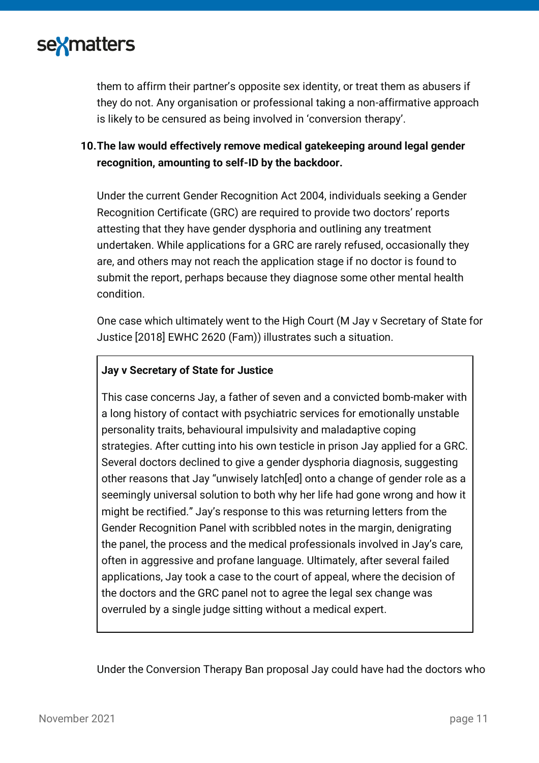them to affirm their partner's opposite sex identity, or treat them as abusers if they do not. Any organisation or professional taking a non-affirmative approach is likely to be censured as being involved in 'conversion therapy'.

**10. The law would effectively remove medical gatekeeping around legal gender recognition, amounting to self-ID by the backdoor.**

Under the current Gender Recognition Act 2004, individuals seeking a Gender Recognition Certificate (GRC) are required to provide two doctors' reports attesting that they have gender dysphoria and outlining any treatment undertaken. While applications for a GRC are rarely refused, occasionally they are, and others may not reach the application stage if no doctor is found to submit the report, perhaps because they diagnose some other mental health condition.

One case which ultimately went to the High Court (M Jay v Secretary of State for Justice [2018] EWHC 2620 (Fam)) illustrates such a situation.

> **Jay v Secretary of State for Justice**
>
> This case concerns Jay, a father of seven and a convicted bomb-maker with a long history of contact with psychiatric services for emotionally unstable personality traits, behavioural impulsivity and maladaptive coping strategies. After cutting into his own testicle in prison Jay applied for a GRC. Several doctors declined to give a gender dysphoria diagnosis, suggesting other reasons that Jay "unwisely latch[ed] onto a change of gender role as a seemingly universal solution to both why her life had gone wrong and how it might be rectified." Jay's response to this was returning letters from the Gender Recognition Panel with scribbled notes in the margin, denigrating the panel, the process and the medical professionals involved in Jay's care, often in aggressive and profane language. Ultimately, after several failed applications, Jay took a case to the court of appeal, where the decision of the doctors and the GRC panel not to agree the legal sex change was overruled by a single judge sitting without a medical expert.

Under the Conversion Therapy Ban proposal Jay could have had the doctors who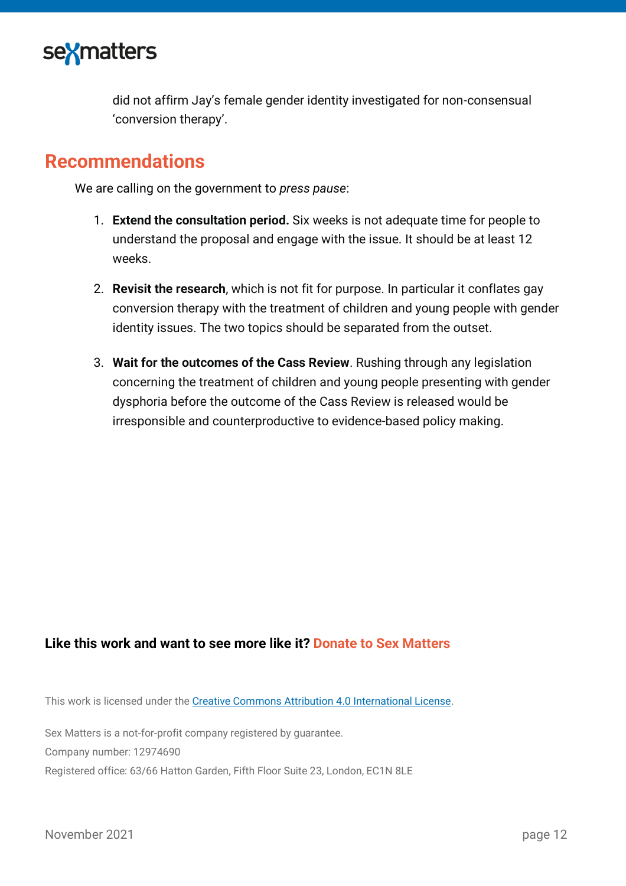did not affirm Jay's female gender identity investigated for non-consensual 'conversion therapy'.

## Recommendations

We are calling on the government to *press pause*:

1. **Extend the consultation period.** Six weeks is not adequate time for people to understand the proposal and engage with the issue. It should be at least 12 weeks.

2. **Revisit the research**, which is not fit for purpose. In particular it conflates gay conversion therapy with the treatment of children and young people with gender identity issues. The two topics should be separated from the outset.

3. **Wait for the outcomes of the Cass Review**. Rushing through any legislation concerning the treatment of children and young people presenting with gender dysphoria before the outcome of the Cass Review is released would be irresponsible and counterproductive to evidence-based policy making.

**Like this work and want to see more like it? Donate to Sex Matters**

This work is licensed under the Creative Commons Attribution 4.0 International License.

Sex Matters is a not-for-profit company registered by guarantee.

Company number: 12974690

Registered office: 63/66 Hatton Garden, Fifth Floor Suite 23, London, EC1N 8LE

November 2021